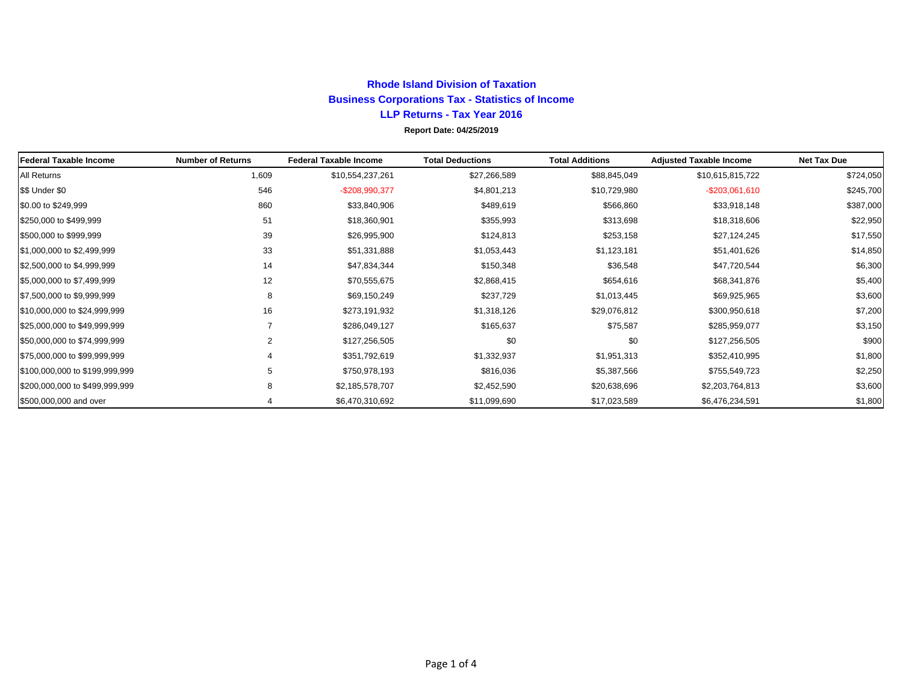# Rhode Island Division of Taxation

## Business Corporations Tax - Statistics of Income

## LLP Returns - Tax Year 2016

**Report Date: 04/25/2019**

| Federal Taxable Income | Number of Returns | Federal Taxable Income | Total Deductions | Total Additions | Adjusted Taxable Income | Net Tax Due |
|---|---|---|---|---|---|---|
| All Returns | 1,609 | $10,554,237,261 | $27,266,589 | $88,845,049 | $10,615,815,722 | $724,050 |
| $$ Under $0 | 546 | -$208,990,377 | $4,801,213 | $10,729,980 | -$203,061,610 | $245,700 |
| $0.00 to $249,999 | 860 | $33,840,906 | $489,619 | $566,860 | $33,918,148 | $387,000 |
| $250,000 to $499,999 | 51 | $18,360,901 | $355,993 | $313,698 | $18,318,606 | $22,950 |
| $500,000 to $999,999 | 39 | $26,995,900 | $124,813 | $253,158 | $27,124,245 | $17,550 |
| $1,000,000 to $2,499,999 | 33 | $51,331,888 | $1,053,443 | $1,123,181 | $51,401,626 | $14,850 |
| $2,500,000 to $4,999,999 | 14 | $47,834,344 | $150,348 | $36,548 | $47,720,544 | $6,300 |
| $5,000,000 to $7,499,999 | 12 | $70,555,675 | $2,868,415 | $654,616 | $68,341,876 | $5,400 |
| $7,500,000 to $9,999,999 | 8 | $69,150,249 | $237,729 | $1,013,445 | $69,925,965 | $3,600 |
| $10,000,000 to $24,999,999 | 16 | $273,191,932 | $1,318,126 | $29,076,812 | $300,950,618 | $7,200 |
| $25,000,000 to $49,999,999 | 7 | $286,049,127 | $165,637 | $75,587 | $285,959,077 | $3,150 |
| $50,000,000 to $74,999,999 | 2 | $127,256,505 | $0 | $0 | $127,256,505 | $900 |
| $75,000,000 to $99,999,999 | 4 | $351,792,619 | $1,332,937 | $1,951,313 | $352,410,995 | $1,800 |
| $100,000,000 to $199,999,999 | 5 | $750,978,193 | $816,036 | $5,387,566 | $755,549,723 | $2,250 |
| $200,000,000 to $499,999,999 | 8 | $2,185,578,707 | $2,452,590 | $20,638,696 | $2,203,764,813 | $3,600 |
| $500,000,000 and over | 4 | $6,470,310,692 | $11,099,690 | $17,023,589 | $6,476,234,591 | $1,800 |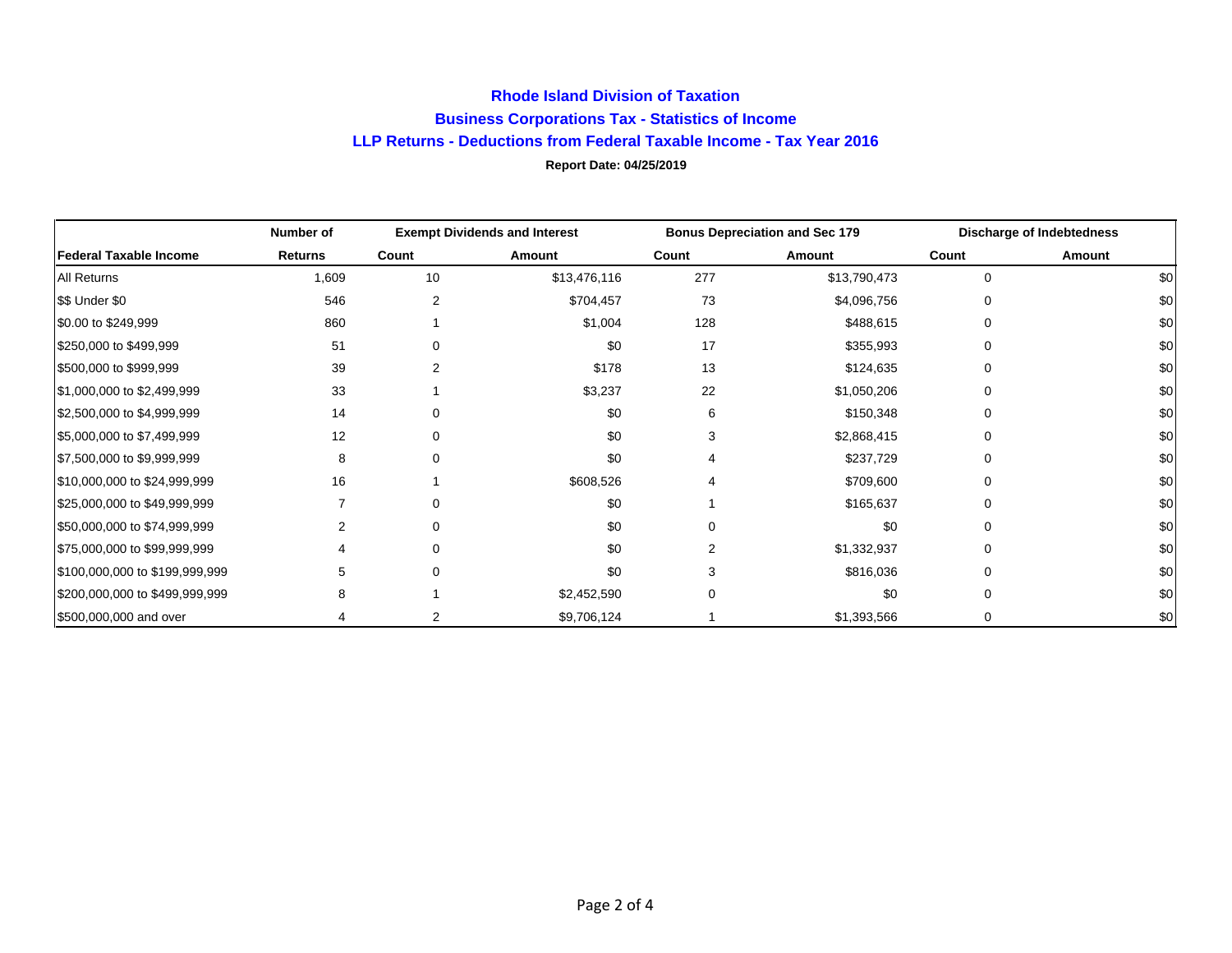# Rhode Island Division of Taxation

## Business Corporations Tax - Statistics of Income

### LLP Returns - Deductions from Federal Taxable Income - Tax Year 2016

**Report Date: 04/25/2019**

| | Number of | Exempt Dividends and Interest | | Bonus Depreciation and Sec 179 | | Discharge of Indebtedness | |
|---|---|---|---|---|---|---|---|
| **Federal Taxable Income** | **Returns** | **Count** | **Amount** | **Count** | **Amount** | **Count** | **Amount** |
| All Returns | 1,609 | 10 | $13,476,116 | 277 | $13,790,473 | 0 | $0 |
| $$ Under $0 | 546 | 2 | $704,457 | 73 | $4,096,756 | 0 | $0 |
| $0.00 to $249,999 | 860 | 1 | $1,004 | 128 | $488,615 | 0 | $0 |
| $250,000 to $499,999 | 51 | 0 | $0 | 17 | $355,993 | 0 | $0 |
| $500,000 to $999,999 | 39 | 2 | $178 | 13 | $124,635 | 0 | $0 |
| $1,000,000 to $2,499,999 | 33 | 1 | $3,237 | 22 | $1,050,206 | 0 | $0 |
| $2,500,000 to $4,999,999 | 14 | 0 | $0 | 6 | $150,348 | 0 | $0 |
| $5,000,000 to $7,499,999 | 12 | 0 | $0 | 3 | $2,868,415 | 0 | $0 |
| $7,500,000 to $9,999,999 | 8 | 0 | $0 | 4 | $237,729 | 0 | $0 |
| $10,000,000 to $24,999,999 | 16 | 1 | $608,526 | 4 | $709,600 | 0 | $0 |
| $25,000,000 to $49,999,999 | 7 | 0 | $0 | 1 | $165,637 | 0 | $0 |
| $50,000,000 to $74,999,999 | 2 | 0 | $0 | 0 | $0 | 0 | $0 |
| $75,000,000 to $99,999,999 | 4 | 0 | $0 | 2 | $1,332,937 | 0 | $0 |
| $100,000,000 to $199,999,999 | 5 | 0 | $0 | 3 | $816,036 | 0 | $0 |
| $200,000,000 to $499,999,999 | 8 | 1 | $2,452,590 | 0 | $0 | 0 | $0 |
| $500,000,000 and over | 4 | 2 | $9,706,124 | 1 | $1,393,566 | 0 | $0 |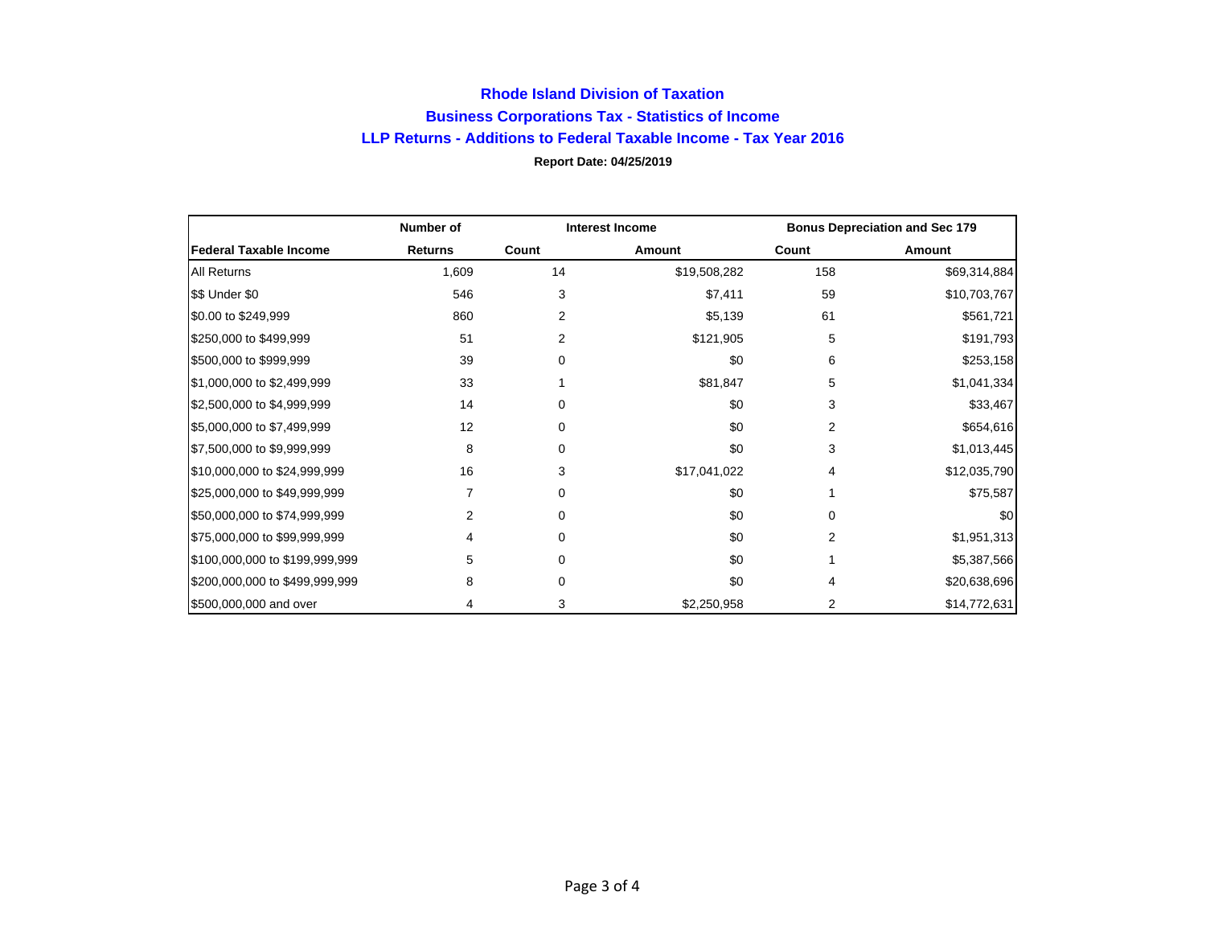## Rhode Island Division of Taxation

## Business Corporations Tax - Statistics of Income

## LLP Returns - Additions to Federal Taxable Income - Tax Year 2016

**Report Date: 04/25/2019**

| | Number of | Interest Income | | Bonus Depreciation and Sec 179 | |
|---|---|---|---|---|---|
| **Federal Taxable Income** | **Returns** | **Count** | **Amount** | **Count** | **Amount** |
| All Returns | 1,609 | 14 | $19,508,282 | 158 | $69,314,884 |
| $$ Under $0 | 546 | 3 | $7,411 | 59 | $10,703,767 |
| $0.00 to $249,999 | 860 | 2 | $5,139 | 61 | $561,721 |
| $250,000 to $499,999 | 51 | 2 | $121,905 | 5 | $191,793 |
| $500,000 to $999,999 | 39 | 0 | $0 | 6 | $253,158 |
| $1,000,000 to $2,499,999 | 33 | 1 | $81,847 | 5 | $1,041,334 |
| $2,500,000 to $4,999,999 | 14 | 0 | $0 | 3 | $33,467 |
| $5,000,000 to $7,499,999 | 12 | 0 | $0 | 2 | $654,616 |
| $7,500,000 to $9,999,999 | 8 | 0 | $0 | 3 | $1,013,445 |
| $10,000,000 to $24,999,999 | 16 | 3 | $17,041,022 | 4 | $12,035,790 |
| $25,000,000 to $49,999,999 | 7 | 0 | $0 | 1 | $75,587 |
| $50,000,000 to $74,999,999 | 2 | 0 | $0 | 0 | $0 |
| $75,000,000 to $99,999,999 | 4 | 0 | $0 | 2 | $1,951,313 |
| $100,000,000 to $199,999,999 | 5 | 0 | $0 | 1 | $5,387,566 |
| $200,000,000 to $499,999,999 | 8 | 0 | $0 | 4 | $20,638,696 |
| $500,000,000 and over | 4 | 3 | $2,250,958 | 2 | $14,772,631 |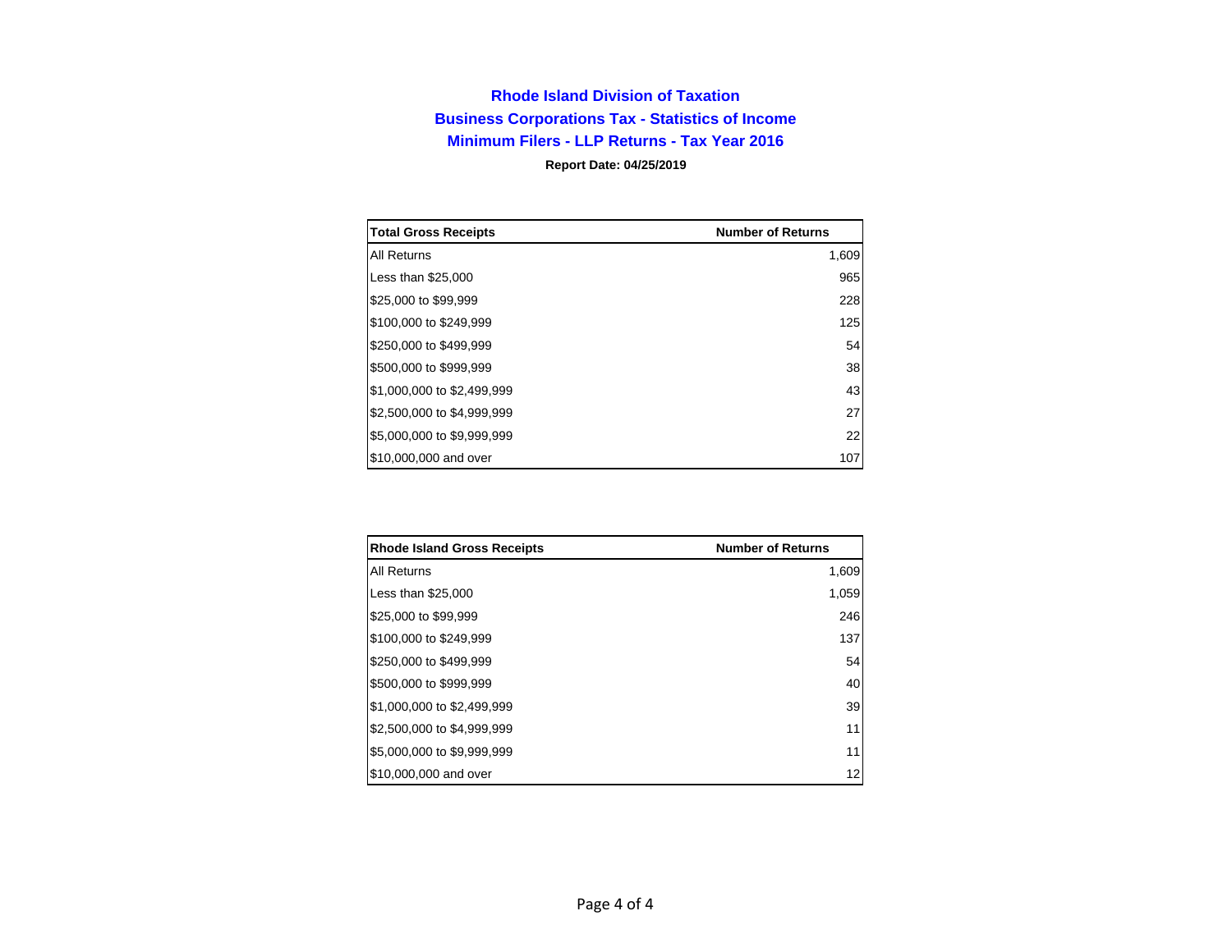# Rhode Island Division of Taxation

## Business Corporations Tax - Statistics of Income

## Minimum Filers - LLP Returns - Tax Year 2016

**Report Date: 04/25/2019**

| Total Gross Receipts | Number of Returns |
|---|---|
| All Returns | 1,609 |
| Less than $25,000 | 965 |
| $25,000 to $99,999 | 228 |
| $100,000 to $249,999 | 125 |
| $250,000 to $499,999 | 54 |
| $500,000 to $999,999 | 38 |
| $1,000,000 to $2,499,999 | 43 |
| $2,500,000 to $4,999,999 | 27 |
| $5,000,000 to $9,999,999 | 22 |
| $10,000,000 and over | 107 |

| Rhode Island Gross Receipts | Number of Returns |
|---|---|
| All Returns | 1,609 |
| Less than $25,000 | 1,059 |
| $25,000 to $99,999 | 246 |
| $100,000 to $249,999 | 137 |
| $250,000 to $499,999 | 54 |
| $500,000 to $999,999 | 40 |
| $1,000,000 to $2,499,999 | 39 |
| $2,500,000 to $4,999,999 | 11 |
| $5,000,000 to $9,999,999 | 11 |
| $10,000,000 and over | 12 |